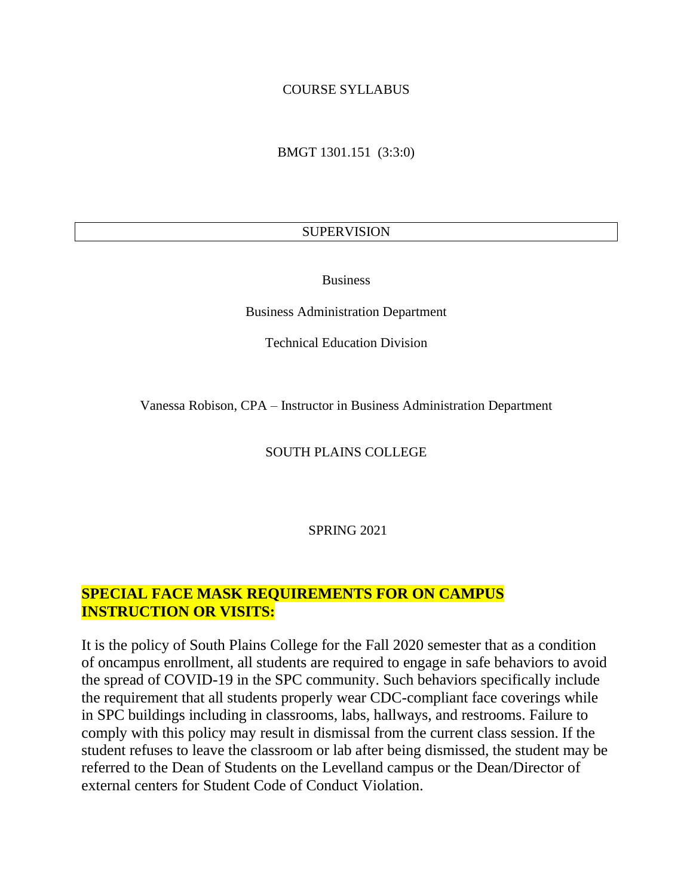COURSE SYLLABUS

BMGT 1301.151 (3:3:0)

SUPERVISION

Business

Business Administration Department

Technical Education Division

Vanessa Robison, CPA – Instructor in Business Administration Department

SOUTH PLAINS COLLEGE

SPRING 2021

## SPECIAL FACE MASK REQUIREMENTS FOR ON CAMPUS INSTRUCTION OR VISITS:

It is the policy of South Plains College for the Fall 2020 semester that as a condition of oncampus enrollment, all students are required to engage in safe behaviors to avoid the spread of COVID-19 in the SPC community. Such behaviors specifically include the requirement that all students properly wear CDC-compliant face coverings while in SPC buildings including in classrooms, labs, hallways, and restrooms. Failure to comply with this policy may result in dismissal from the current class session. If the student refuses to leave the classroom or lab after being dismissed, the student may be referred to the Dean of Students on the Levelland campus or the Dean/Director of external centers for Student Code of Conduct Violation.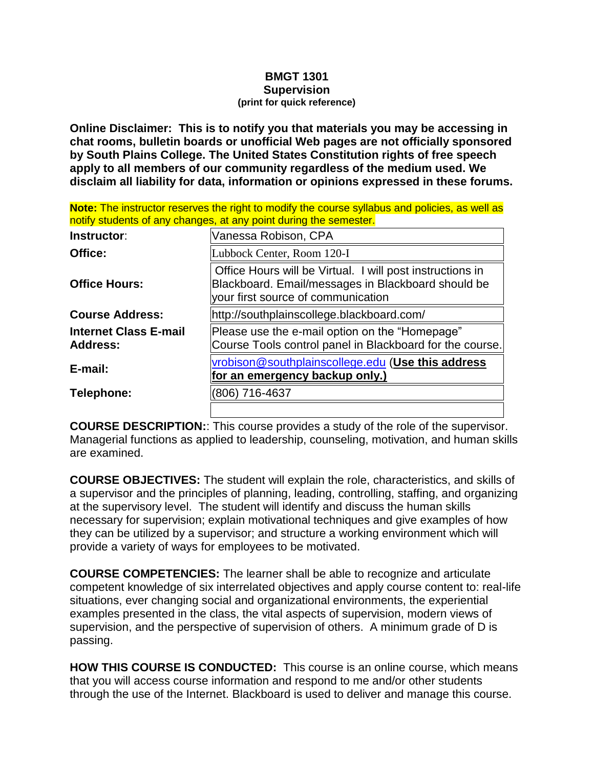**BMGT 1301**
**Supervision**
**(print for quick reference)**

**Online Disclaimer: This is to notify you that materials you may be accessing in chat rooms, bulletin boards or unofficial Web pages are not officially sponsored by South Plains College. The United States Constitution rights of free speech apply to all members of our community regardless of the medium used. We disclaim all liability for data, information or opinions expressed in these forums.**

**Note:** The instructor reserves the right to modify the course syllabus and policies, as well as notify students of any changes, at any point during the semester.

| | |
|---|---|
| **Instructor**: | Vanessa Robison, CPA |
| **Office:** | Lubbock Center, Room 120-I |
| **Office Hours:** | Office Hours will be Virtual. I will post instructions in Blackboard. Email/messages in Blackboard should be your first source of communication |
| **Course Address:** | http://southplainscollege.blackboard.com/ |
| **Internet Class E-mail Address:** | Please use the e-mail option on the "Homepage" Course Tools control panel in Blackboard for the course. |
| **E-mail:** | vrobison@southplainscollege.edu (**Use this address for an emergency backup only.)** |
| **Telephone:** | (806) 716-4637 |
| | |

**COURSE DESCRIPTION:**: This course provides a study of the role of the supervisor. Managerial functions as applied to leadership, counseling, motivation, and human skills are examined.

**COURSE OBJECTIVES:** The student will explain the role, characteristics, and skills of a supervisor and the principles of planning, leading, controlling, staffing, and organizing at the supervisory level. The student will identify and discuss the human skills necessary for supervision; explain motivational techniques and give examples of how they can be utilized by a supervisor; and structure a working environment which will provide a variety of ways for employees to be motivated.

**COURSE COMPETENCIES:** The learner shall be able to recognize and articulate competent knowledge of six interrelated objectives and apply course content to: real-life situations, ever changing social and organizational environments, the experiential examples presented in the class, the vital aspects of supervision, modern views of supervision, and the perspective of supervision of others. A minimum grade of D is passing.

**HOW THIS COURSE IS CONDUCTED:** This course is an online course, which means that you will access course information and respond to me and/or other students through the use of the Internet. Blackboard is used to deliver and manage this course.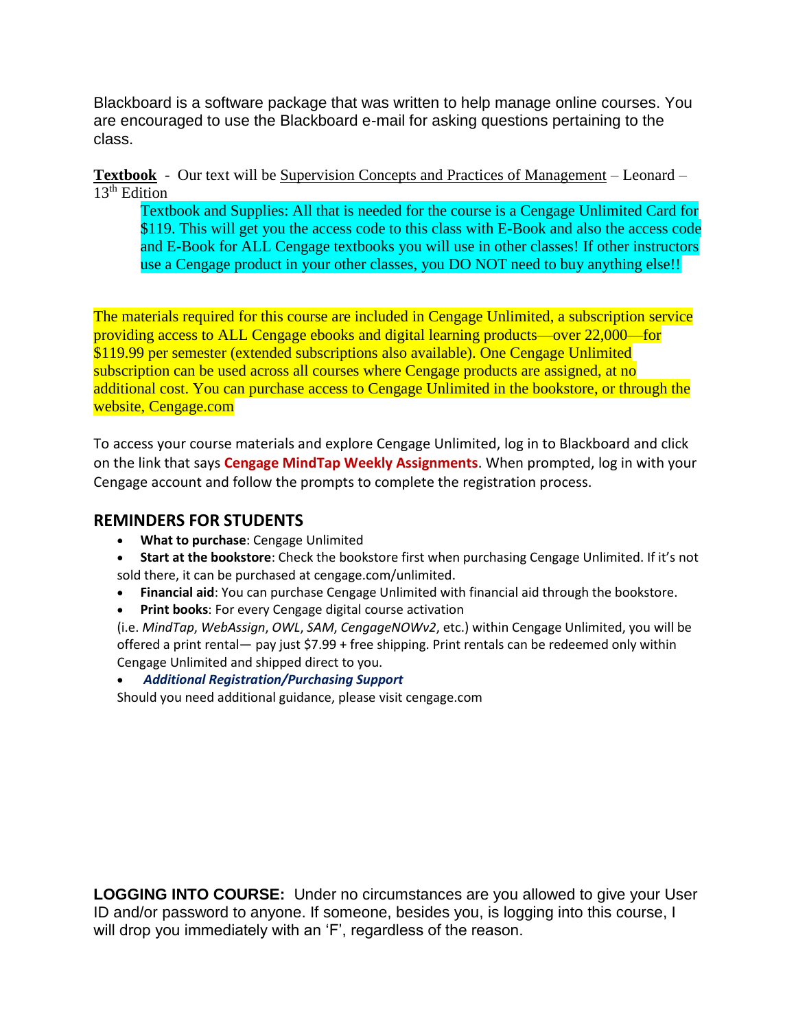Blackboard is a software package that was written to help manage online courses. You are encouraged to use the Blackboard e-mail for asking questions pertaining to the class.

**Textbook** - Our text will be Supervision Concepts and Practices of Management – Leonard – 13th Edition

> Textbook and Supplies: All that is needed for the course is a Cengage Unlimited Card for $119. This will get you the access code to this class with E-Book and also the access code and E-Book for ALL Cengage textbooks you will use in other classes! If other instructors use a Cengage product in your other classes, you DO NOT need to buy anything else!!

The materials required for this course are included in Cengage Unlimited, a subscription service providing access to ALL Cengage ebooks and digital learning products—over 22,000—for $119.99 per semester (extended subscriptions also available). One Cengage Unlimited subscription can be used across all courses where Cengage products are assigned, at no additional cost. You can purchase access to Cengage Unlimited in the bookstore, or through the website, Cengage.com

To access your course materials and explore Cengage Unlimited, log in to Blackboard and click on the link that says **Cengage MindTap Weekly Assignments**. When prompted, log in with your Cengage account and follow the prompts to complete the registration process.

## REMINDERS FOR STUDENTS

- **What to purchase**: Cengage Unlimited
- **Start at the bookstore**: Check the bookstore first when purchasing Cengage Unlimited. If it's not sold there, it can be purchased at cengage.com/unlimited.
- **Financial aid**: You can purchase Cengage Unlimited with financial aid through the bookstore.
- **Print books**: For every Cengage digital course activation (i.e. *MindTap*, *WebAssign*, *OWL*, *SAM*, *CengageNOWv2*, etc.) within Cengage Unlimited, you will be offered a print rental— pay just $7.99 + free shipping. Print rentals can be redeemed only within Cengage Unlimited and shipped direct to you.
- ***Additional Registration/Purchasing Support***
  Should you need additional guidance, please visit cengage.com

**LOGGING INTO COURSE:** Under no circumstances are you allowed to give your User ID and/or password to anyone. If someone, besides you, is logging into this course, I will drop you immediately with an 'F', regardless of the reason.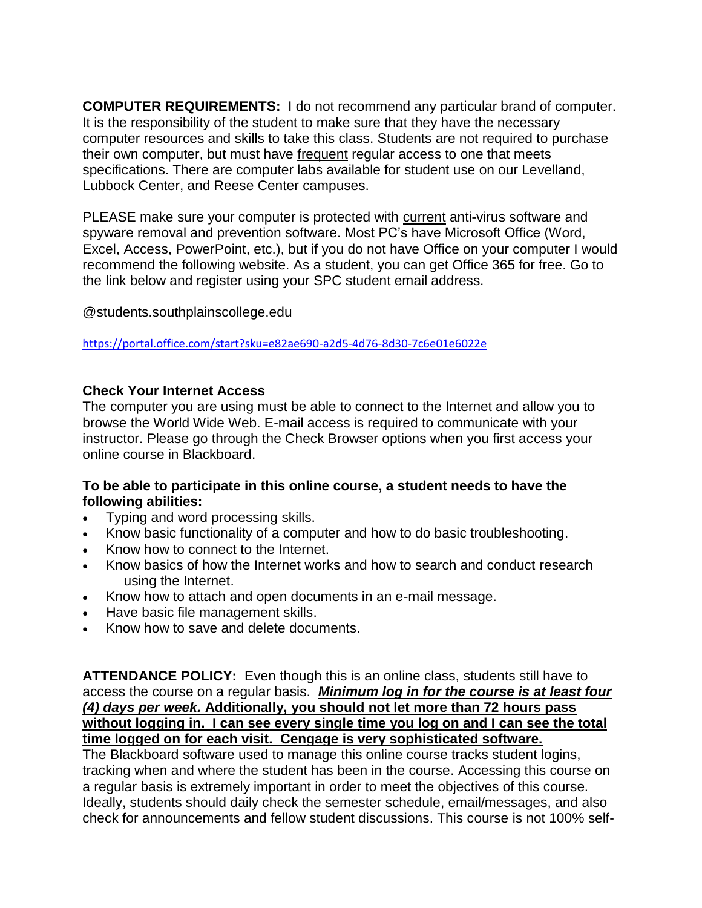**COMPUTER REQUIREMENTS:** I do not recommend any particular brand of computer. It is the responsibility of the student to make sure that they have the necessary computer resources and skills to take this class. Students are not required to purchase their own computer, but must have frequent regular access to one that meets specifications. There are computer labs available for student use on our Levelland, Lubbock Center, and Reese Center campuses.

PLEASE make sure your computer is protected with current anti-virus software and spyware removal and prevention software. Most PC's have Microsoft Office (Word, Excel, Access, PowerPoint, etc.), but if you do not have Office on your computer I would recommend the following website. As a student, you can get Office 365 for free. Go to the link below and register using your SPC student email address.

@students.southplainscollege.edu

https://portal.office.com/start?sku=e82ae690-a2d5-4d76-8d30-7c6e01e6022e

**Check Your Internet Access**

The computer you are using must be able to connect to the Internet and allow you to browse the World Wide Web. E-mail access is required to communicate with your instructor. Please go through the Check Browser options when you first access your online course in Blackboard.

**To be able to participate in this online course, a student needs to have the following abilities:**

- Typing and word processing skills.
- Know basic functionality of a computer and how to do basic troubleshooting.
- Know how to connect to the Internet.
- Know basics of how the Internet works and how to search and conduct research using the Internet.
- Know how to attach and open documents in an e-mail message.
- Have basic file management skills.
- Know how to save and delete documents.

**ATTENDANCE POLICY:** Even though this is an online class, students still have to access the course on a regular basis. ***Minimum log in for the course is at least four (4) days per week.*** **Additionally, you should not let more than 72 hours pass without logging in. I can see every single time you log on and I can see the total time logged on for each visit. Cengage is very sophisticated software.**
The Blackboard software used to manage this online course tracks student logins, tracking when and where the student has been in the course. Accessing this course on a regular basis is extremely important in order to meet the objectives of this course. Ideally, students should daily check the semester schedule, email/messages, and also check for announcements and fellow student discussions. This course is not 100% self-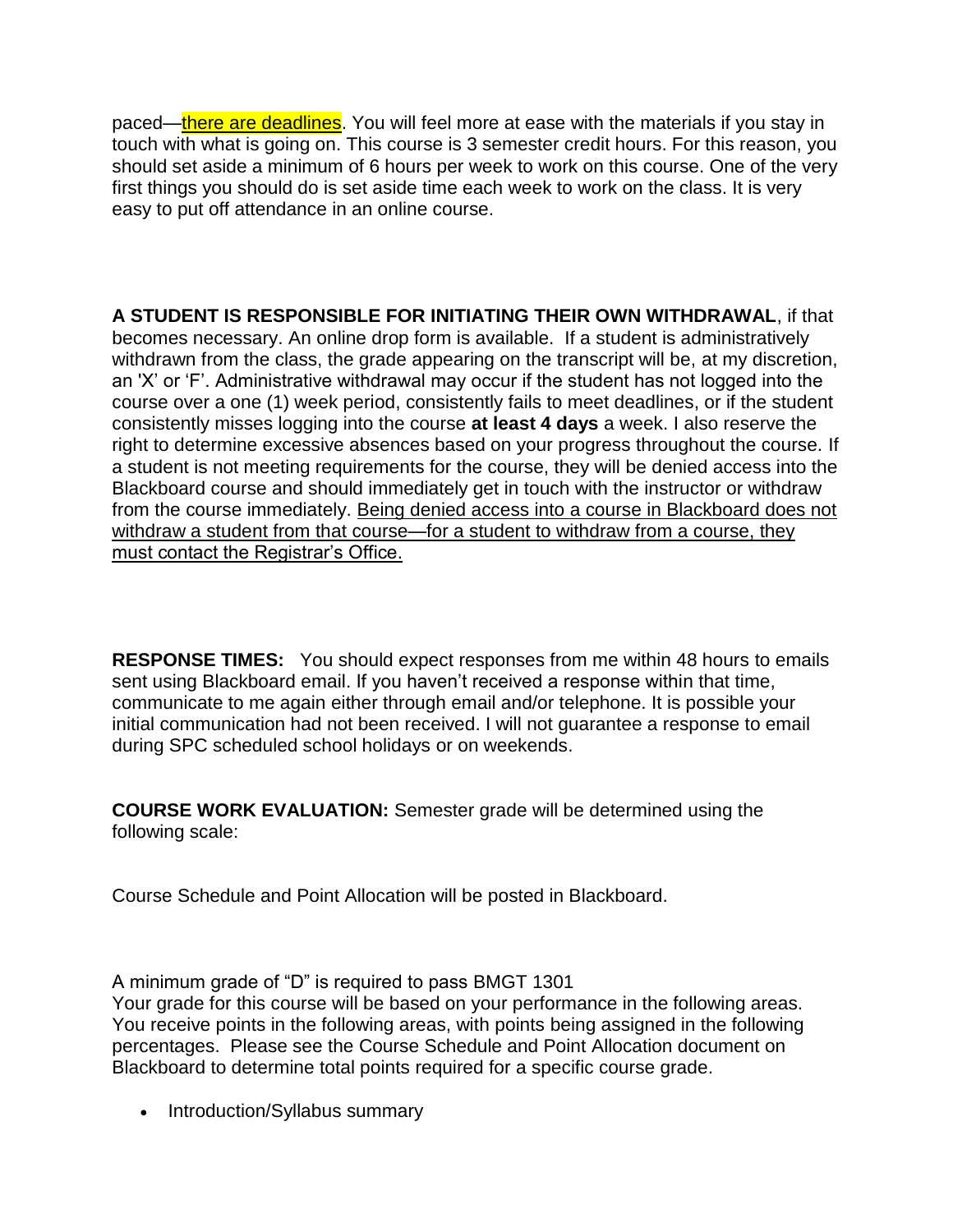paced—there are deadlines. You will feel more at ease with the materials if you stay in touch with what is going on. This course is 3 semester credit hours. For this reason, you should set aside a minimum of 6 hours per week to work on this course. One of the very first things you should do is set aside time each week to work on the class. It is very easy to put off attendance in an online course.

**A STUDENT IS RESPONSIBLE FOR INITIATING THEIR OWN WITHDRAWAL**, if that becomes necessary. An online drop form is available. If a student is administratively withdrawn from the class, the grade appearing on the transcript will be, at my discretion, an 'X' or 'F'. Administrative withdrawal may occur if the student has not logged into the course over a one (1) week period, consistently fails to meet deadlines, or if the student consistently misses logging into the course **at least 4 days** a week. I also reserve the right to determine excessive absences based on your progress throughout the course. If a student is not meeting requirements for the course, they will be denied access into the Blackboard course and should immediately get in touch with the instructor or withdraw from the course immediately. Being denied access into a course in Blackboard does not withdraw a student from that course—for a student to withdraw from a course, they must contact the Registrar's Office.

**RESPONSE TIMES:** You should expect responses from me within 48 hours to emails sent using Blackboard email. If you haven't received a response within that time, communicate to me again either through email and/or telephone. It is possible your initial communication had not been received. I will not guarantee a response to email during SPC scheduled school holidays or on weekends.

**COURSE WORK EVALUATION:** Semester grade will be determined using the following scale:

Course Schedule and Point Allocation will be posted in Blackboard.

A minimum grade of "D" is required to pass BMGT 1301
Your grade for this course will be based on your performance in the following areas. You receive points in the following areas, with points being assigned in the following percentages. Please see the Course Schedule and Point Allocation document on Blackboard to determine total points required for a specific course grade.

- Introduction/Syllabus summary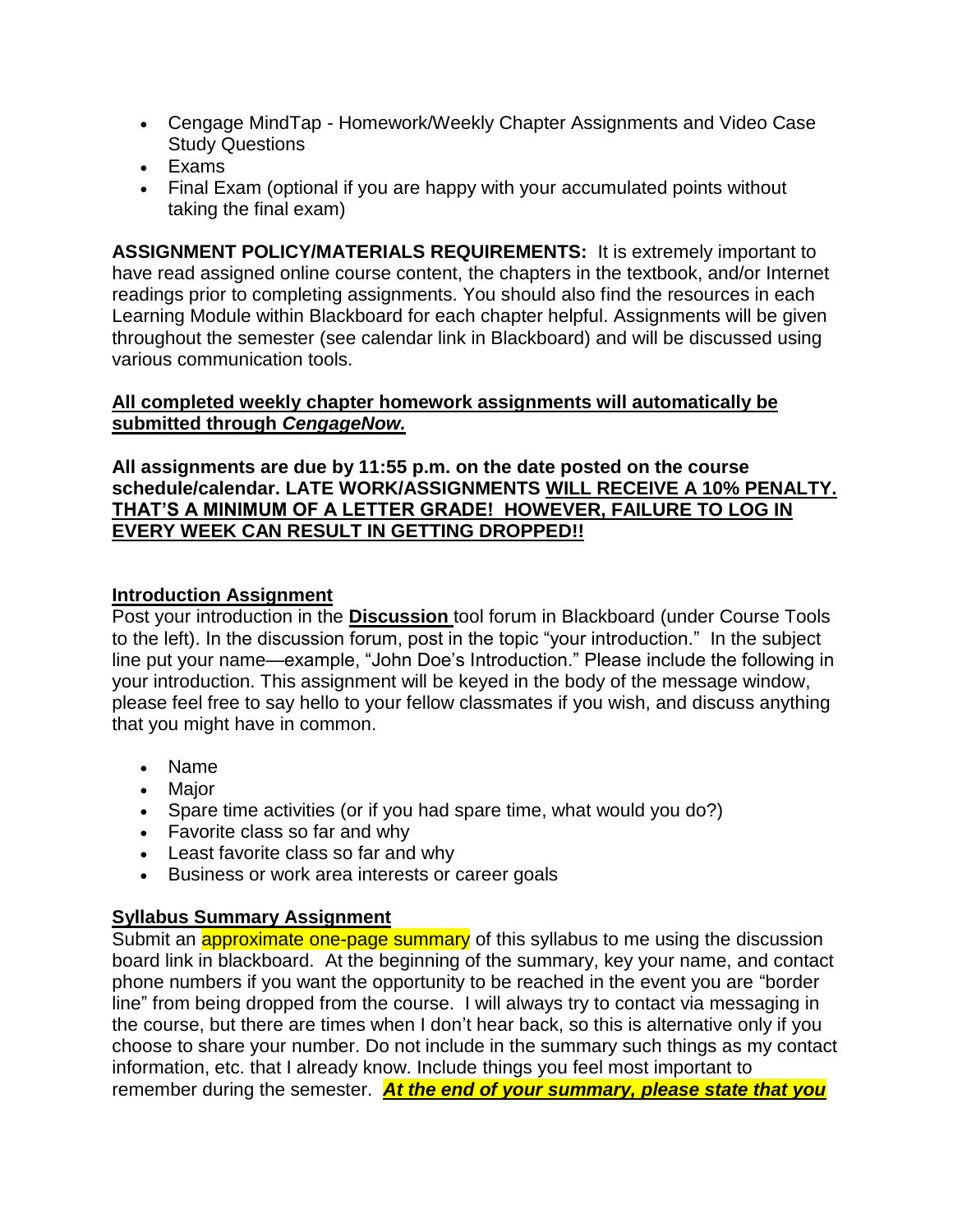- Cengage MindTap - Homework/Weekly Chapter Assignments and Video Case Study Questions
- Exams
- Final Exam (optional if you are happy with your accumulated points without taking the final exam)

**ASSIGNMENT POLICY/MATERIALS REQUIREMENTS:** It is extremely important to have read assigned online course content, the chapters in the textbook, and/or Internet readings prior to completing assignments. You should also find the resources in each Learning Module within Blackboard for each chapter helpful. Assignments will be given throughout the semester (see calendar link in Blackboard) and will be discussed using various communication tools.

<u>**All completed weekly chapter homework assignments will automatically be submitted through *CengageNow.***</u>

**All assignments are due by 11:55 p.m. on the date posted on the course schedule/calendar. LATE WORK/ASSIGNMENTS <u>WILL RECEIVE A 10% PENALTY. THAT'S A MINIMUM OF A LETTER GRADE! HOWEVER, FAILURE TO LOG IN EVERY WEEK CAN RESULT IN GETTING DROPPED!!</u>**

**<u>Introduction Assignment</u>**

Post your introduction in the **<u>Discussion</u>** tool forum in Blackboard (under Course Tools to the left). In the discussion forum, post in the topic "your introduction." In the subject line put your name—example, "John Doe's Introduction." Please include the following in your introduction. This assignment will be keyed in the body of the message window, please feel free to say hello to your fellow classmates if you wish, and discuss anything that you might have in common.

- Name
- Major
- Spare time activities (or if you had spare time, what would you do?)
- Favorite class so far and why
- Least favorite class so far and why
- Business or work area interests or career goals

**<u>Syllabus Summary Assignment</u>**

Submit an approximate one-page summary of this syllabus to me using the discussion board link in blackboard. At the beginning of the summary, key your name, and contact phone numbers if you want the opportunity to be reached in the event you are "border line" from being dropped from the course. I will always try to contact via messaging in the course, but there are times when I don't hear back, so this is alternative only if you choose to share your number. Do not include in the summary such things as my contact information, etc. that I already know. Include things you feel most important to remember during the semester. ***<u>At the end of your summary, please state that you</u>***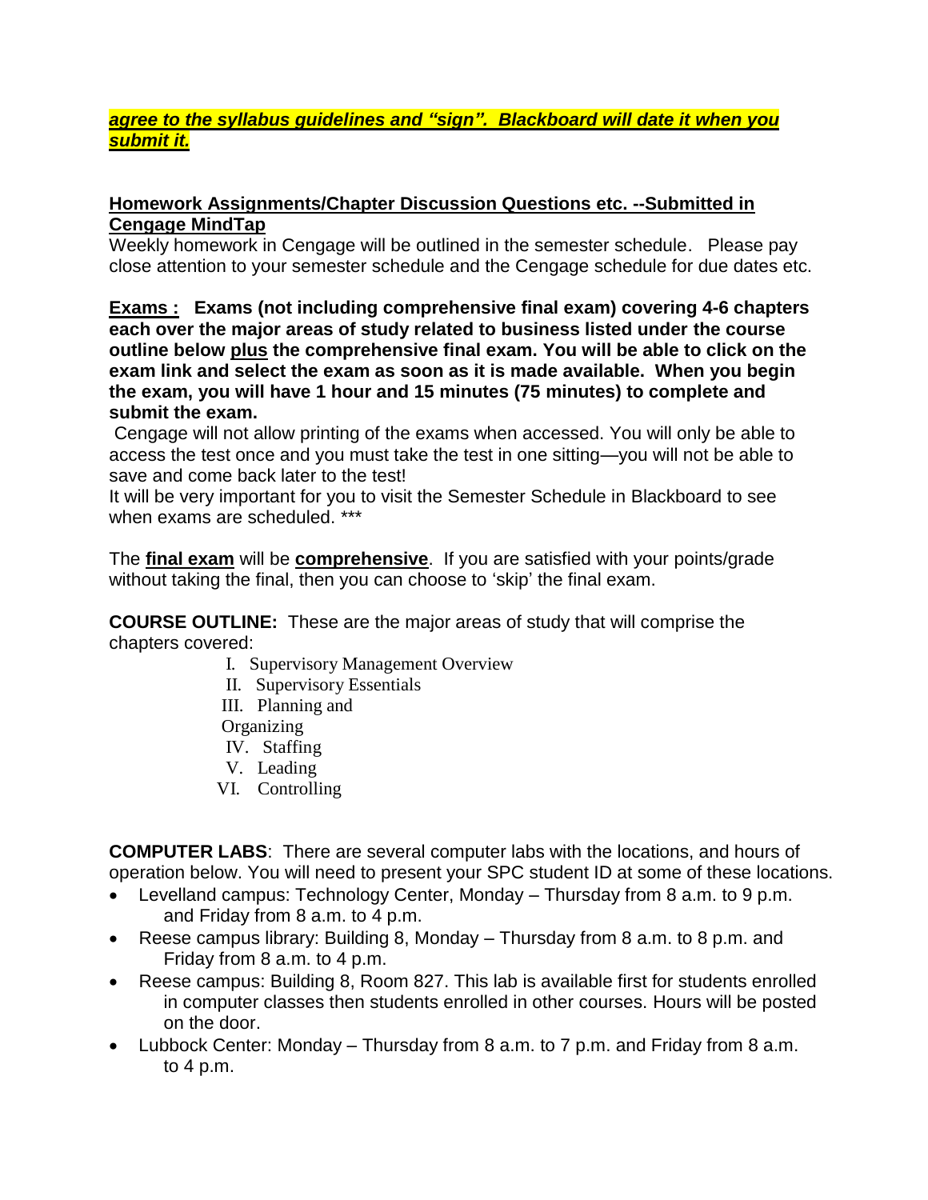***agree to the syllabus guidelines and "sign". Blackboard will date it when you submit it.***

**Homework Assignments/Chapter Discussion Questions etc. --Submitted in Cengage MindTap**

Weekly homework in Cengage will be outlined in the semester schedule. Please pay close attention to your semester schedule and the Cengage schedule for due dates etc.

**Exams : Exams (not including comprehensive final exam) covering 4-6 chapters each over the major areas of study related to business listed under the course outline below plus the comprehensive final exam. You will be able to click on the exam link and select the exam as soon as it is made available. When you begin the exam, you will have 1 hour and 15 minutes (75 minutes) to complete and submit the exam.**

Cengage will not allow printing of the exams when accessed. You will only be able to access the test once and you must take the test in one sitting—you will not be able to save and come back later to the test!

It will be very important for you to visit the Semester Schedule in Blackboard to see when exams are scheduled. ***

The **final exam** will be **comprehensive**. If you are satisfied with your points/grade without taking the final, then you can choose to 'skip' the final exam.

**COURSE OUTLINE:** These are the major areas of study that will comprise the chapters covered:

I. Supervisory Management Overview
II. Supervisory Essentials
III. Planning and Organizing
IV. Staffing
V. Leading
VI. Controlling

**COMPUTER LABS**: There are several computer labs with the locations, and hours of operation below. You will need to present your SPC student ID at some of these locations.

- Levelland campus: Technology Center, Monday – Thursday from 8 a.m. to 9 p.m. and Friday from 8 a.m. to 4 p.m.
- Reese campus library: Building 8, Monday – Thursday from 8 a.m. to 8 p.m. and Friday from 8 a.m. to 4 p.m.
- Reese campus: Building 8, Room 827. This lab is available first for students enrolled in computer classes then students enrolled in other courses. Hours will be posted on the door.
- Lubbock Center: Monday – Thursday from 8 a.m. to 7 p.m. and Friday from 8 a.m. to 4 p.m.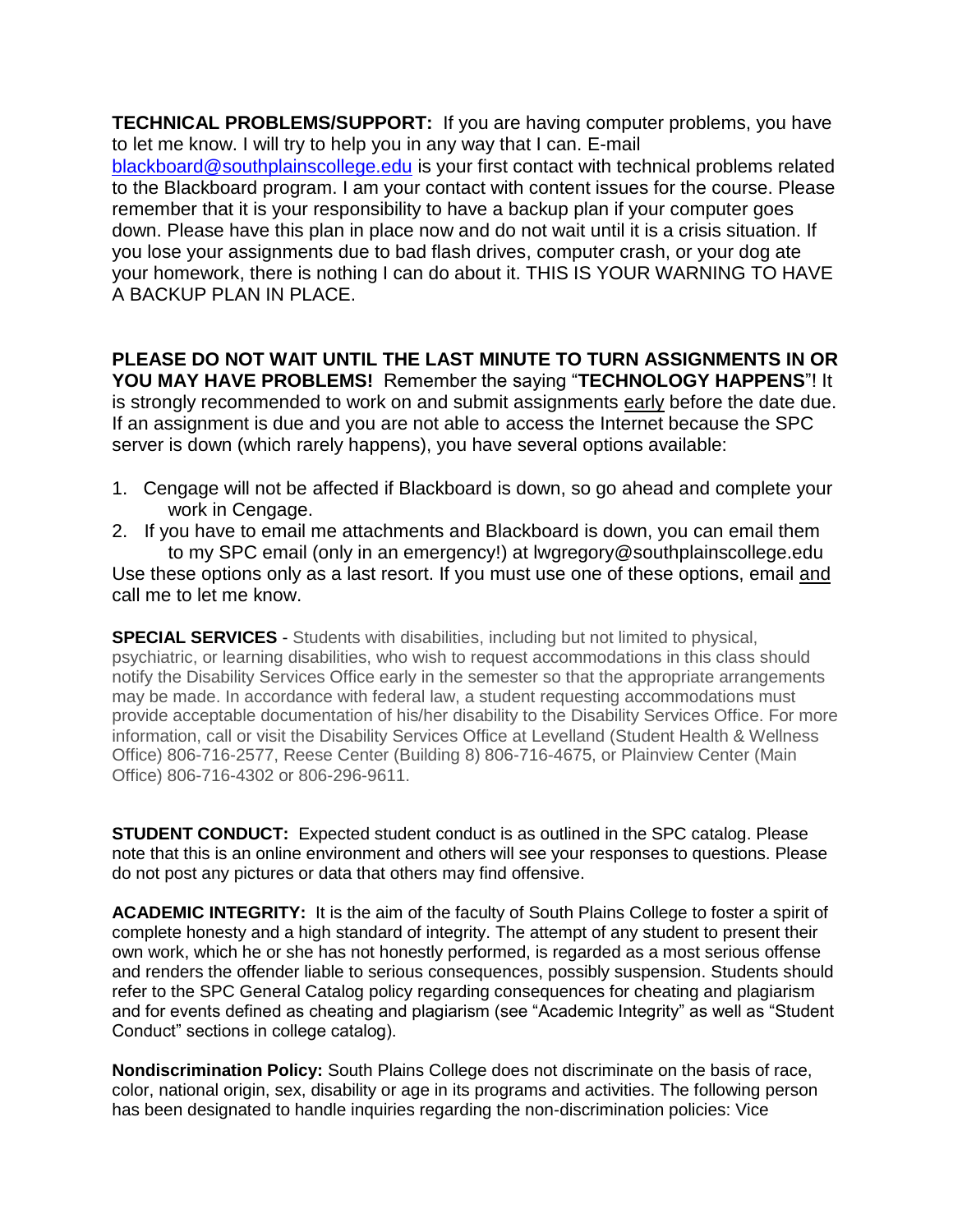**TECHNICAL PROBLEMS/SUPPORT:** If you are having computer problems, you have to let me know. I will try to help you in any way that I can. E-mail blackboard@southplainscollege.edu is your first contact with technical problems related to the Blackboard program. I am your contact with content issues for the course. Please remember that it is your responsibility to have a backup plan if your computer goes down. Please have this plan in place now and do not wait until it is a crisis situation. If you lose your assignments due to bad flash drives, computer crash, or your dog ate your homework, there is nothing I can do about it. THIS IS YOUR WARNING TO HAVE A BACKUP PLAN IN PLACE.

**PLEASE DO NOT WAIT UNTIL THE LAST MINUTE TO TURN ASSIGNMENTS IN OR YOU MAY HAVE PROBLEMS!** Remember the saying "**TECHNOLOGY HAPPENS**"! It is strongly recommended to work on and submit assignments early before the date due. If an assignment is due and you are not able to access the Internet because the SPC server is down (which rarely happens), you have several options available:

1. Cengage will not be affected if Blackboard is down, so go ahead and complete your work in Cengage.
2. If you have to email me attachments and Blackboard is down, you can email them to my SPC email (only in an emergency!) at lwgregory@southplainscollege.edu

Use these options only as a last resort. If you must use one of these options, email and call me to let me know.

**SPECIAL SERVICES** - Students with disabilities, including but not limited to physical, psychiatric, or learning disabilities, who wish to request accommodations in this class should notify the Disability Services Office early in the semester so that the appropriate arrangements may be made. In accordance with federal law, a student requesting accommodations must provide acceptable documentation of his/her disability to the Disability Services Office. For more information, call or visit the Disability Services Office at Levelland (Student Health & Wellness Office) 806-716-2577, Reese Center (Building 8) 806-716-4675, or Plainview Center (Main Office) 806-716-4302 or 806-296-9611.

**STUDENT CONDUCT:** Expected student conduct is as outlined in the SPC catalog. Please note that this is an online environment and others will see your responses to questions. Please do not post any pictures or data that others may find offensive.

**ACADEMIC INTEGRITY:** It is the aim of the faculty of South Plains College to foster a spirit of complete honesty and a high standard of integrity. The attempt of any student to present their own work, which he or she has not honestly performed, is regarded as a most serious offense and renders the offender liable to serious consequences, possibly suspension. Students should refer to the SPC General Catalog policy regarding consequences for cheating and plagiarism and for events defined as cheating and plagiarism (see "Academic Integrity" as well as "Student Conduct" sections in college catalog).

**Nondiscrimination Policy:** South Plains College does not discriminate on the basis of race, color, national origin, sex, disability or age in its programs and activities. The following person has been designated to handle inquiries regarding the non-discrimination policies: Vice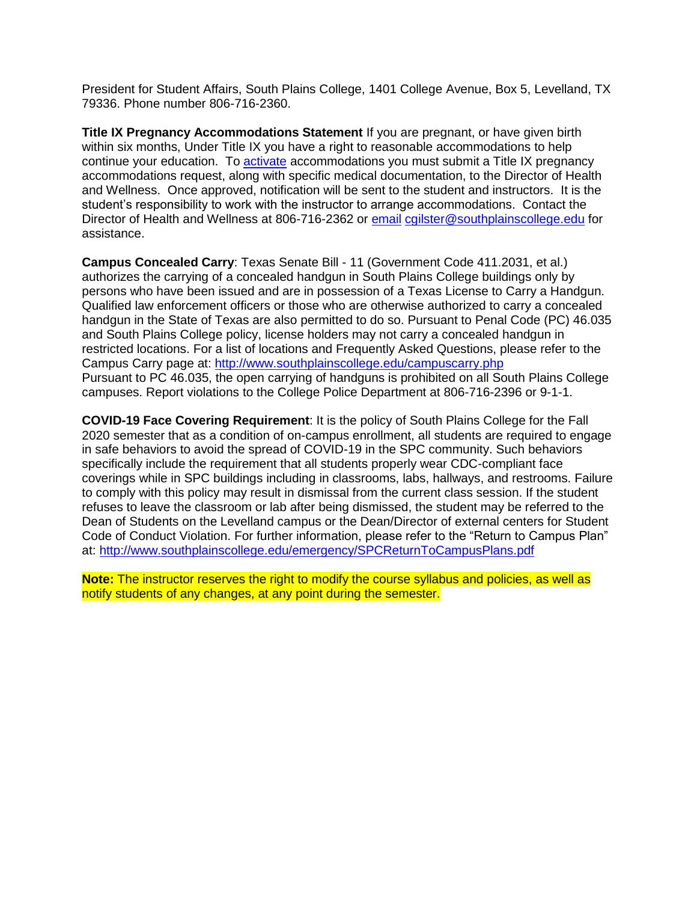President for Student Affairs, South Plains College, 1401 College Avenue, Box 5, Levelland, TX 79336. Phone number 806-716-2360.

**Title IX Pregnancy Accommodations Statement** If you are pregnant, or have given birth within six months, Under Title IX you have a right to reasonable accommodations to help continue your education. To activate accommodations you must submit a Title IX pregnancy accommodations request, along with specific medical documentation, to the Director of Health and Wellness. Once approved, notification will be sent to the student and instructors. It is the student's responsibility to work with the instructor to arrange accommodations. Contact the Director of Health and Wellness at 806-716-2362 or email cgilster@southplainscollege.edu for assistance.

**Campus Concealed Carry**: Texas Senate Bill - 11 (Government Code 411.2031, et al.) authorizes the carrying of a concealed handgun in South Plains College buildings only by persons who have been issued and are in possession of a Texas License to Carry a Handgun. Qualified law enforcement officers or those who are otherwise authorized to carry a concealed handgun in the State of Texas are also permitted to do so. Pursuant to Penal Code (PC) 46.035 and South Plains College policy, license holders may not carry a concealed handgun in restricted locations. For a list of locations and Frequently Asked Questions, please refer to the Campus Carry page at: http://www.southplainscollege.edu/campuscarry.php
Pursuant to PC 46.035, the open carrying of handguns is prohibited on all South Plains College campuses. Report violations to the College Police Department at 806-716-2396 or 9-1-1.

**COVID-19 Face Covering Requirement**: It is the policy of South Plains College for the Fall 2020 semester that as a condition of on-campus enrollment, all students are required to engage in safe behaviors to avoid the spread of COVID-19 in the SPC community. Such behaviors specifically include the requirement that all students properly wear CDC-compliant face coverings while in SPC buildings including in classrooms, labs, hallways, and restrooms. Failure to comply with this policy may result in dismissal from the current class session. If the student refuses to leave the classroom or lab after being dismissed, the student may be referred to the Dean of Students on the Levelland campus or the Dean/Director of external centers for Student Code of Conduct Violation. For further information, please refer to the "Return to Campus Plan" at: http://www.southplainscollege.edu/emergency/SPCReturnToCampusPlans.pdf

**Note:** The instructor reserves the right to modify the course syllabus and policies, as well as notify students of any changes, at any point during the semester.